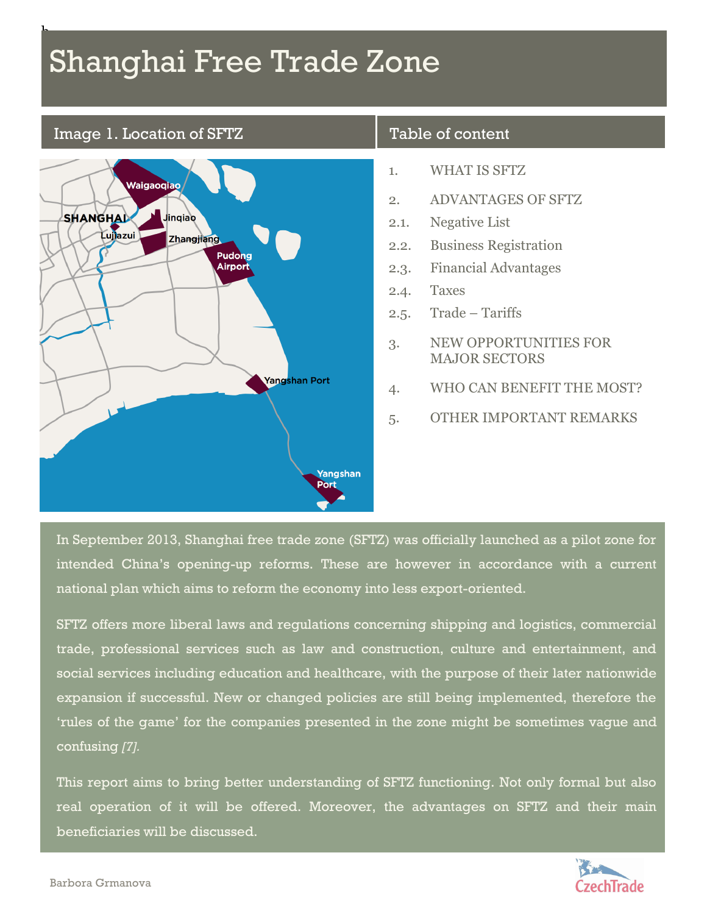# Shanghai Free Trade Zone

## Image 1. Location of SFTZ

## Table of content

1. WHAT IS SFTZ
2. ADVANTAGES OF SFTZ
   - 2.1. Negative List
   - 2.2. Business Registration
   - 2.3. Financial Advantages
   - 2.4. Taxes
   - 2.5. Trade – Tariffs
3. NEW OPPORTUNITIES FOR MAJOR SECTORS
4. WHO CAN BENEFIT THE MOST?
5. OTHER IMPORTANT REMARKS

In September 2013, Shanghai free trade zone (SFTZ) was officially launched as a pilot zone for intended China's opening-up reforms. These are however in accordance with a current national plan which aims to reform the economy into less export-oriented.

SFTZ offers more liberal laws and regulations concerning shipping and logistics, commercial trade, professional services such as law and construction, culture and entertainment, and social services including education and healthcare, with the purpose of their later nationwide expansion if successful. New or changed policies are still being implemented, therefore the 'rules of the game' for the companies presented in the zone might be sometimes vague and confusing *[7]*.

This report aims to bring better understanding of SFTZ functioning. Not only formal but also real operation of it will be offered. Moreover, the advantages on SFTZ and their main beneficiaries will be discussed.

Barbora Grmanova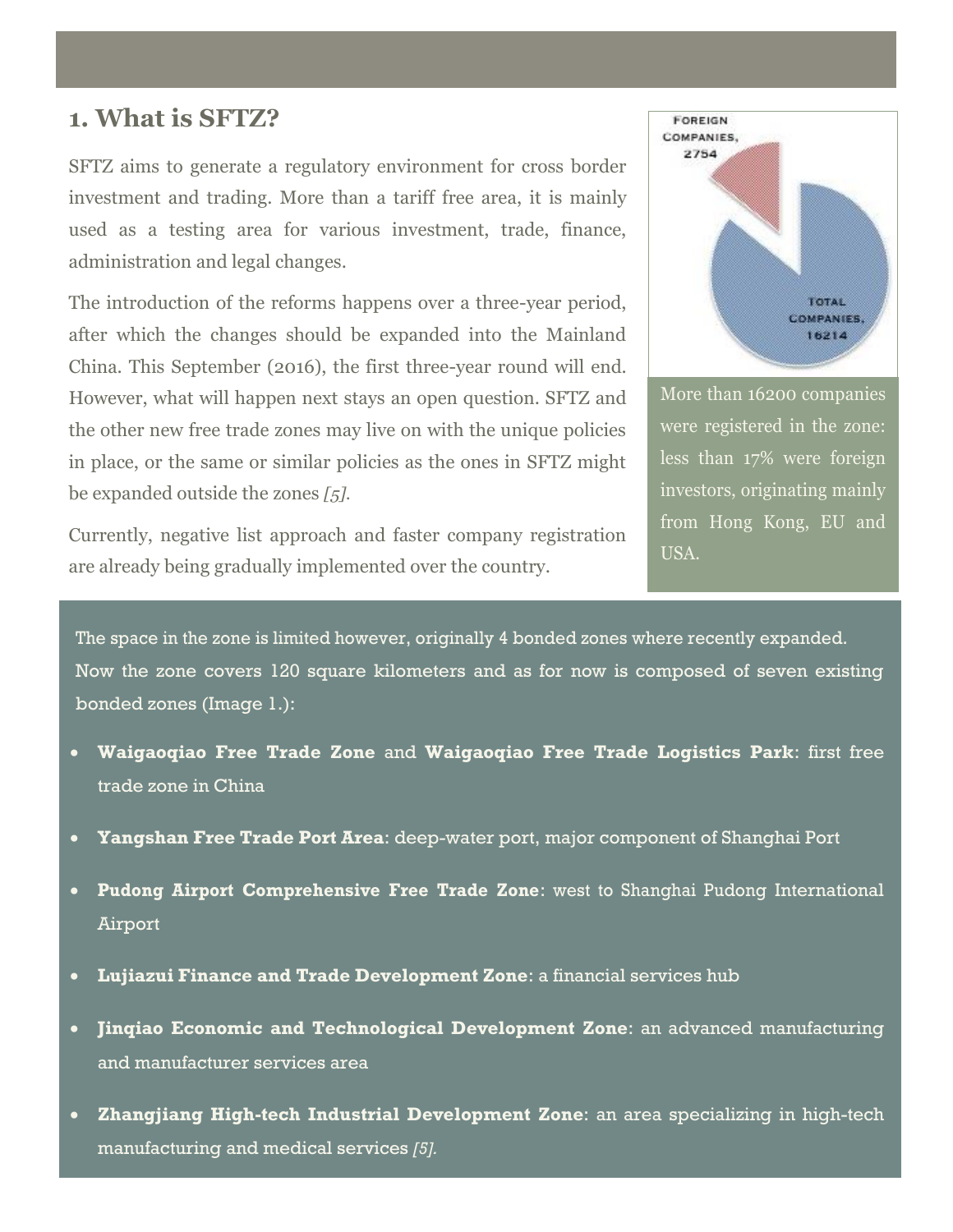## 1. What is SFTZ?

SFTZ aims to generate a regulatory environment for cross border investment and trading. More than a tariff free area, it is mainly used as a testing area for various investment, trade, finance, administration and legal changes.

The introduction of the reforms happens over a three-year period, after which the changes should be expanded into the Mainland China. This September (2016), the first three-year round will end. However, what will happen next stays an open question. SFTZ and the other new free trade zones may live on with the unique policies in place, or the same or similar policies as the ones in SFTZ might be expanded outside the zones *[5]*.

Currently, negative list approach and faster company registration are already being gradually implemented over the country.

FOREIGN COMPANIES, 2754

TOTAL COMPANIES, 16214

More than 16200 companies were registered in the zone: less than 17% were foreign investors, originating mainly from Hong Kong, EU and USA.

The space in the zone is limited however, originally 4 bonded zones where recently expanded. Now the zone covers 120 square kilometers and as for now is composed of seven existing bonded zones (Image 1.):

- **Waigaoqiao Free Trade Zone** and **Waigaoqiao Free Trade Logistics Park**: first free trade zone in China
- **Yangshan Free Trade Port Area**: deep-water port, major component of Shanghai Port
- **Pudong Airport Comprehensive Free Trade Zone**: west to Shanghai Pudong International Airport
- **Lujiazui Finance and Trade Development Zone**: a financial services hub
- **Jinqiao Economic and Technological Development Zone**: an advanced manufacturing and manufacturer services area
- **Zhangjiang High-tech Industrial Development Zone**: an area specializing in high-tech manufacturing and medical services *[5]*.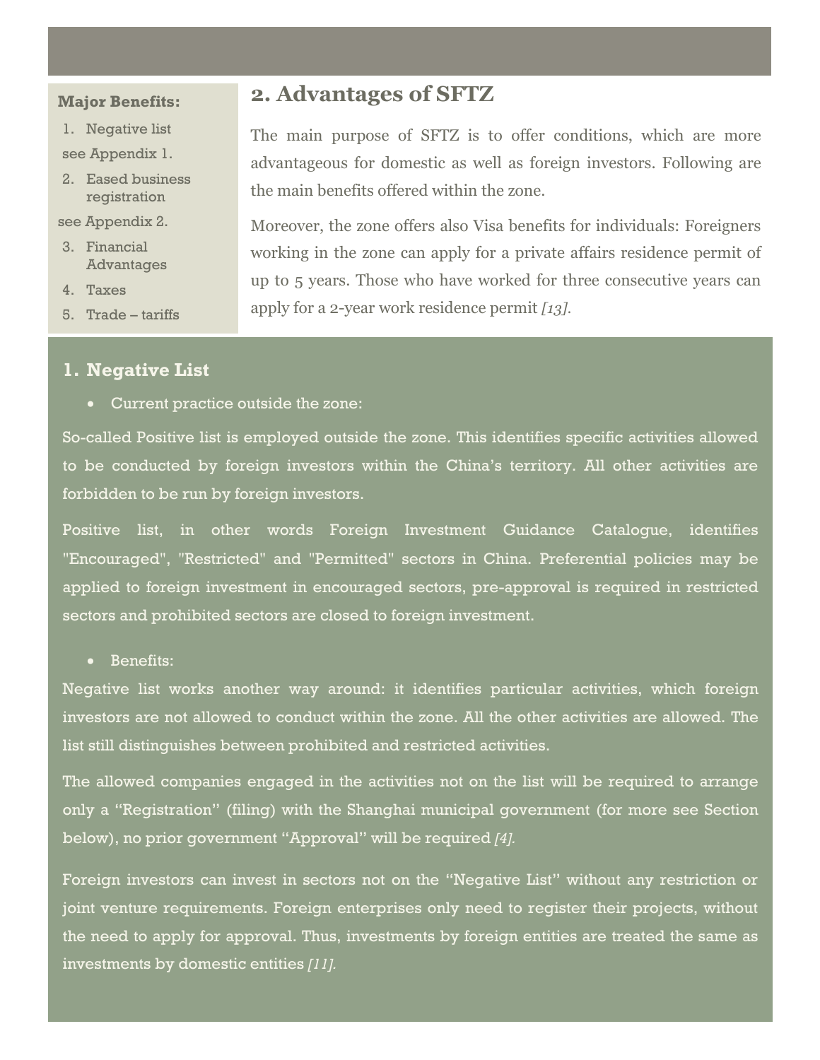**Major Benefits:**

1. Negative list

see Appendix 1.

2. Eased business registration

see Appendix 2.

3. Financial Advantages
4. Taxes
5. Trade – tariffs

## 2. Advantages of SFTZ

The main purpose of SFTZ is to offer conditions, which are more advantageous for domestic as well as foreign investors. Following are the main benefits offered within the zone.

Moreover, the zone offers also Visa benefits for individuals: Foreigners working in the zone can apply for a private affairs residence permit of up to 5 years. Those who have worked for three consecutive years can apply for a 2-year work residence permit *[13].*

### 1. Negative List

- Current practice outside the zone:

So-called Positive list is employed outside the zone. This identifies specific activities allowed to be conducted by foreign investors within the China's territory. All other activities are forbidden to be run by foreign investors.

Positive list, in other words Foreign Investment Guidance Catalogue, identifies "Encouraged", "Restricted" and "Permitted" sectors in China. Preferential policies may be applied to foreign investment in encouraged sectors, pre-approval is required in restricted sectors and prohibited sectors are closed to foreign investment.

- Benefits:

Negative list works another way around: it identifies particular activities, which foreign investors are not allowed to conduct within the zone. All the other activities are allowed. The list still distinguishes between prohibited and restricted activities.

The allowed companies engaged in the activities not on the list will be required to arrange only a "Registration" (filing) with the Shanghai municipal government (for more see Section below), no prior government "Approval" will be required *[4].*

Foreign investors can invest in sectors not on the "Negative List" without any restriction or joint venture requirements. Foreign enterprises only need to register their projects, without the need to apply for approval. Thus, investments by foreign entities are treated the same as investments by domestic entities *[11].*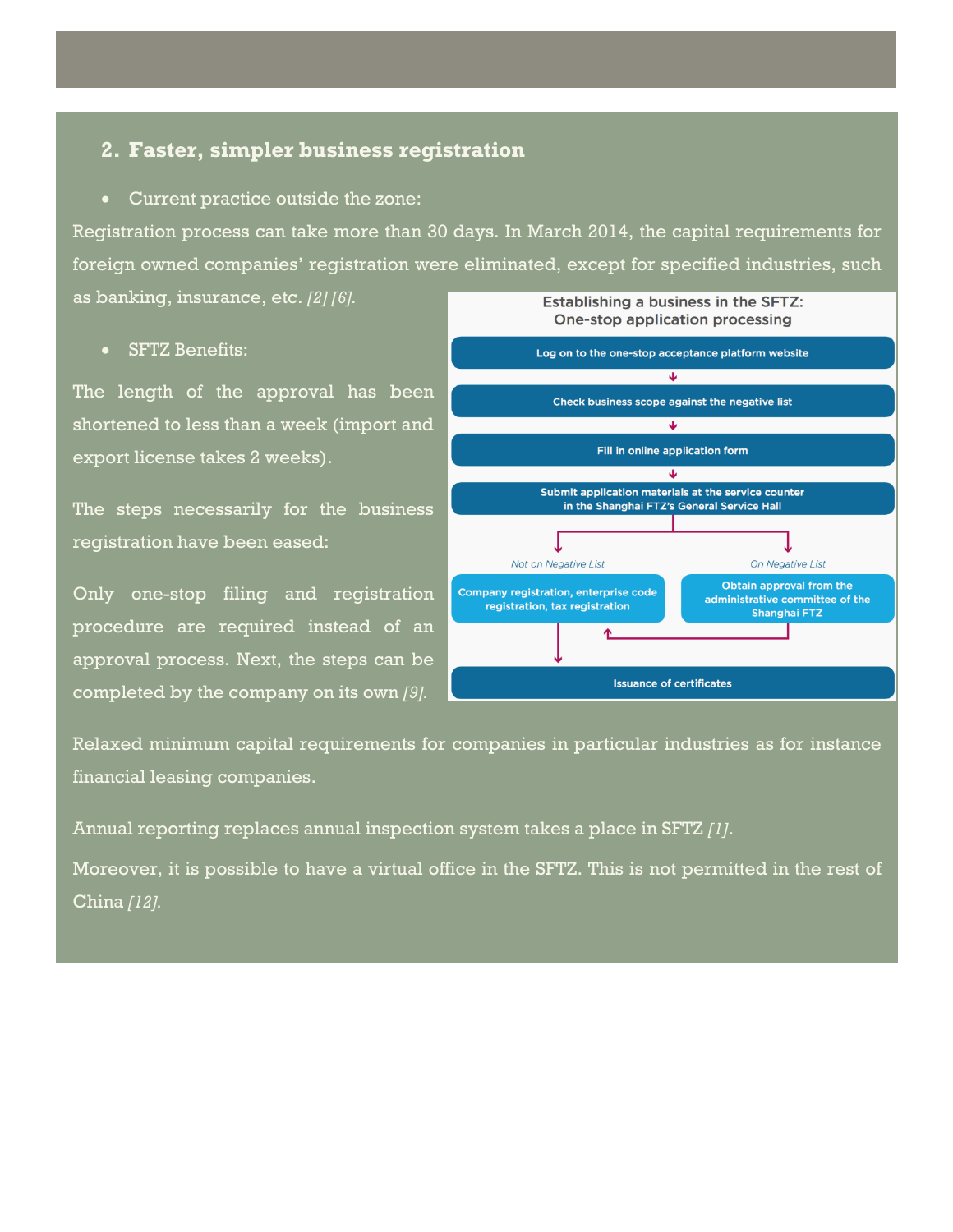## 2. Faster, simpler business registration

- Current practice outside the zone:

Registration process can take more than 30 days. In March 2014, the capital requirements for foreign owned companies' registration were eliminated, except for specified industries, such as banking, insurance, etc. *[2] [6].*

- SFTZ Benefits:

The length of the approval has been shortened to less than a week (import and export license takes 2 weeks).

The steps necessarily for the business registration have been eased:

Only one-stop filing and registration procedure are required instead of an approval process. Next, the steps can be completed by the company on its own *[9].*

**Establishing a business in the SFTZ: One-stop application processing**

1. Log on to the one-stop acceptance platform website
2. Check business scope against the negative list
3. Fill in online application form
4. Submit application materials at the service counter in the Shanghai FTZ's General Service Hall
   - *Not on Negative List*: Company registration, enterprise code registration, tax registration
   - *On Negative List*: Obtain approval from the administrative committee of the Shanghai FTZ
5. Issuance of certificates

Relaxed minimum capital requirements for companies in particular industries as for instance financial leasing companies.

Annual reporting replaces annual inspection system takes a place in SFTZ *[1].*

Moreover, it is possible to have a virtual office in the SFTZ. This is not permitted in the rest of China *[12].*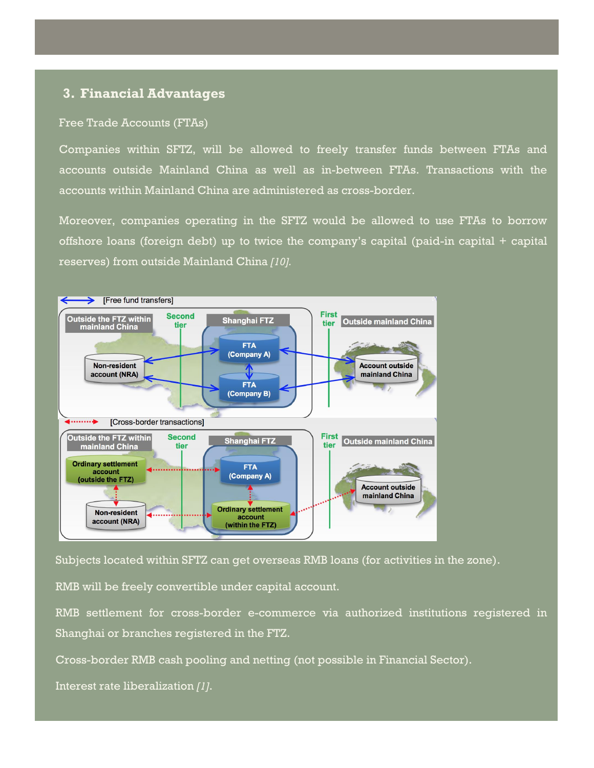## 3. Financial Advantages

Free Trade Accounts (FTAs)

Companies within SFTZ, will be allowed to freely transfer funds between FTAs and accounts outside Mainland China as well as in-between FTAs. Transactions with the accounts within Mainland China are administered as cross-border.

Moreover, companies operating in the SFTZ would be allowed to use FTAs to borrow offshore loans (foreign debt) up to twice the company's capital (paid-in capital + capital reserves) from outside Mainland China *[10].*

Subjects located within SFTZ can get overseas RMB loans (for activities in the zone).

RMB will be freely convertible under capital account.

RMB settlement for cross-border e-commerce via authorized institutions registered in Shanghai or branches registered in the FTZ.

Cross-border RMB cash pooling and netting (not possible in Financial Sector).

Interest rate liberalization *[1].*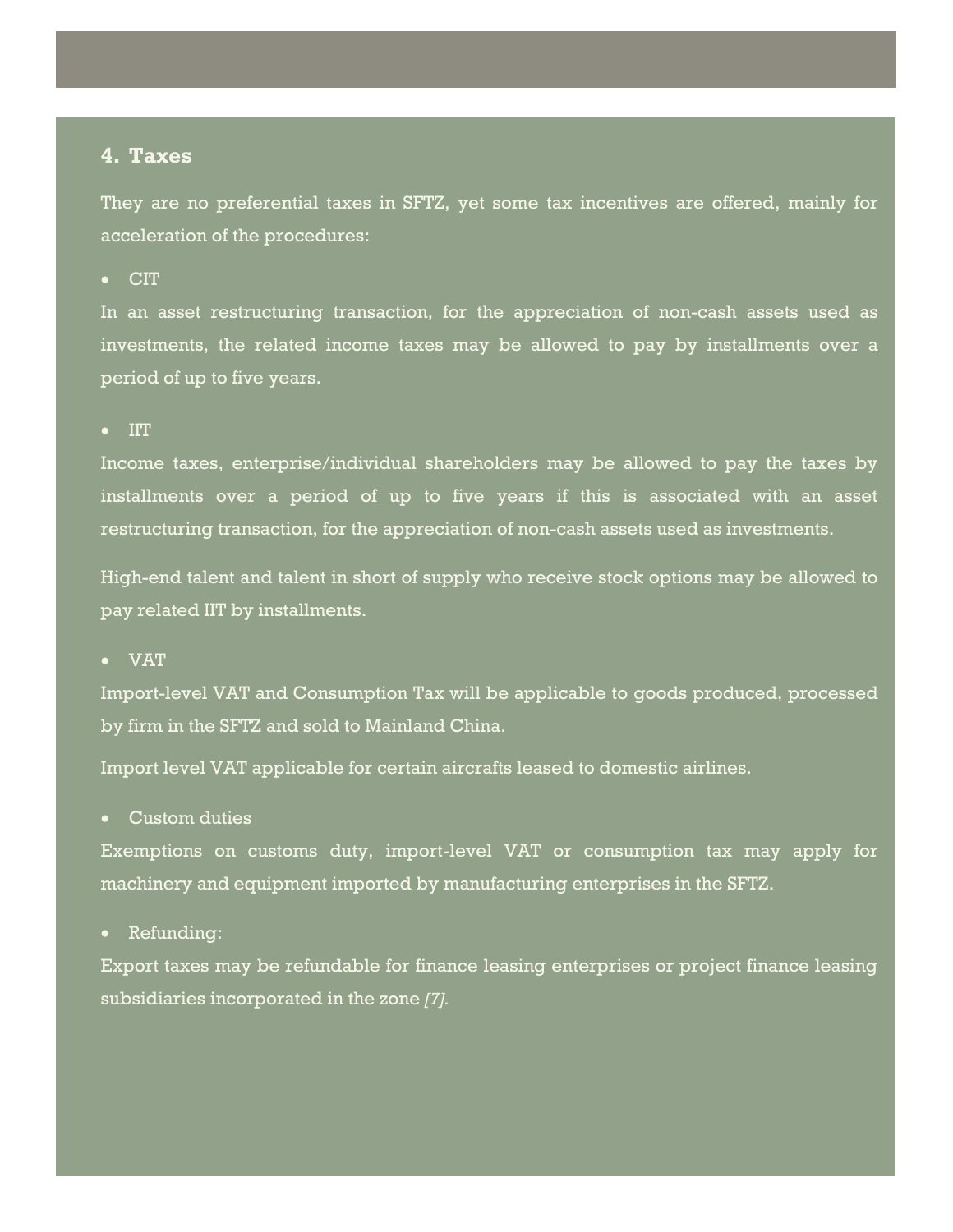## 4. Taxes

They are no preferential taxes in SFTZ, yet some tax incentives are offered, mainly for acceleration of the procedures:

- CIT

In an asset restructuring transaction, for the appreciation of non-cash assets used as investments, the related income taxes may be allowed to pay by installments over a period of up to five years.

- IIT

Income taxes, enterprise/individual shareholders may be allowed to pay the taxes by installments over a period of up to five years if this is associated with an asset restructuring transaction, for the appreciation of non-cash assets used as investments.

High-end talent and talent in short of supply who receive stock options may be allowed to pay related IIT by installments.

- VAT

Import-level VAT and Consumption Tax will be applicable to goods produced, processed by firm in the SFTZ and sold to Mainland China.

Import level VAT applicable for certain aircrafts leased to domestic airlines.

- Custom duties

Exemptions on customs duty, import-level VAT or consumption tax may apply for machinery and equipment imported by manufacturing enterprises in the SFTZ.

- Refunding:

Export taxes may be refundable for finance leasing enterprises or project finance leasing subsidiaries incorporated in the zone *[7].*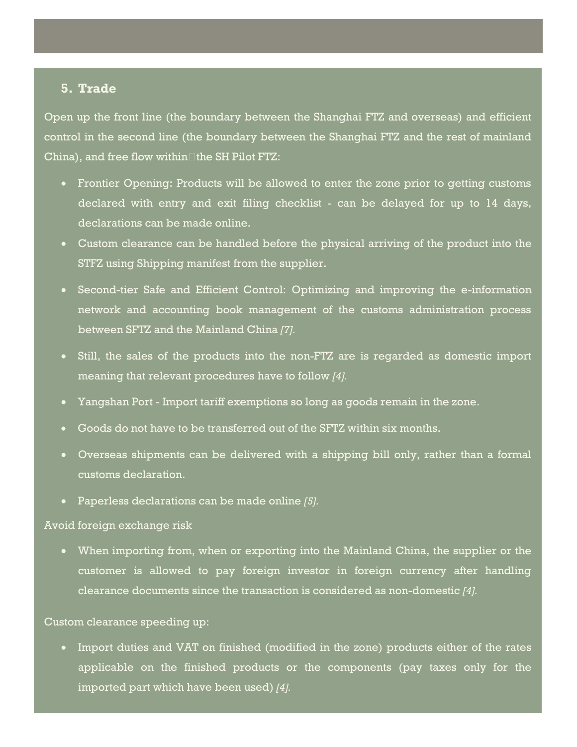## 5. Trade

Open up the front line (the boundary between the Shanghai FTZ and overseas) and efficient control in the second line (the boundary between the Shanghai FTZ and the rest of mainland China), and free flow within the SH Pilot FTZ:

- Frontier Opening: Products will be allowed to enter the zone prior to getting customs declared with entry and exit filing checklist - can be delayed for up to 14 days, declarations can be made online.
- Custom clearance can be handled before the physical arriving of the product into the STFZ using Shipping manifest from the supplier.
- Second-tier Safe and Efficient Control: Optimizing and improving the e-information network and accounting book management of the customs administration process between SFTZ and the Mainland China *[7].*
- Still, the sales of the products into the non-FTZ are is regarded as domestic import meaning that relevant procedures have to follow *[4].*
- Yangshan Port - Import tariff exemptions so long as goods remain in the zone.
- Goods do not have to be transferred out of the SFTZ within six months.
- Overseas shipments can be delivered with a shipping bill only, rather than a formal customs declaration.
- Paperless declarations can be made online *[5].*

Avoid foreign exchange risk

- When importing from, when or exporting into the Mainland China, the supplier or the customer is allowed to pay foreign investor in foreign currency after handling clearance documents since the transaction is considered as non-domestic *[4].*

Custom clearance speeding up:

- Import duties and VAT on finished (modified in the zone) products either of the rates applicable on the finished products or the components (pay taxes only for the imported part which have been used) *[4].*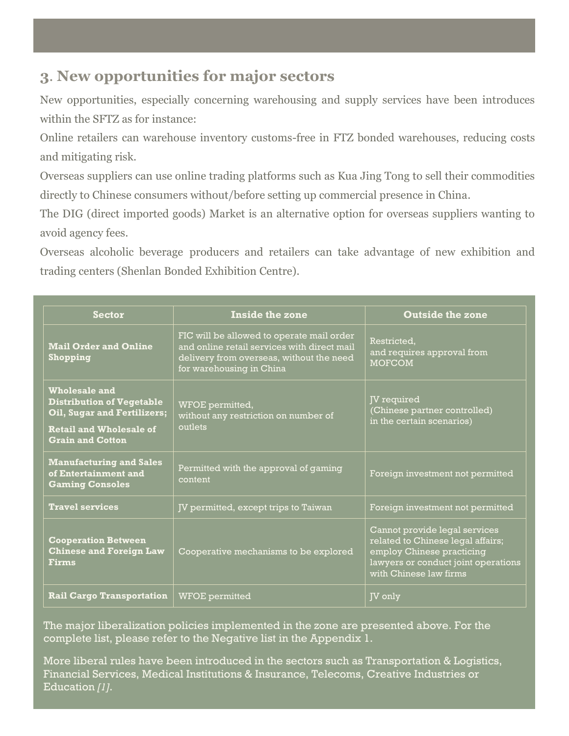## 3. New opportunities for major sectors

New opportunities, especially concerning warehousing and supply services have been introduces within the SFTZ as for instance:

Online retailers can warehouse inventory customs-free in FTZ bonded warehouses, reducing costs and mitigating risk.

Overseas suppliers can use online trading platforms such as Kua Jing Tong to sell their commodities directly to Chinese consumers without/before setting up commercial presence in China.

The DIG (direct imported goods) Market is an alternative option for overseas suppliers wanting to avoid agency fees.

Overseas alcoholic beverage producers and retailers can take advantage of new exhibition and trading centers (Shenlan Bonded Exhibition Centre).

| Sector | Inside the zone | Outside the zone |
|---|---|---|
| **Mail Order and Online Shopping** | FIC will be allowed to operate mail order and online retail services with direct mail delivery from overseas, without the need for warehousing in China | Restricted, and requires approval from MOFCOM |
| **Wholesale and Distribution of Vegetable Oil, Sugar and Fertilizers; Retail and Wholesale of Grain and Cotton** | WFOE permitted, without any restriction on number of outlets | JV required (Chinese partner controlled) in the certain scenarios) |
| **Manufacturing and Sales of Entertainment and Gaming Consoles** | Permitted with the approval of gaming content | Foreign investment not permitted |
| **Travel services** | JV permitted, except trips to Taiwan | Foreign investment not permitted |
| **Cooperation Between Chinese and Foreign Law Firms** | Cooperative mechanisms to be explored | Cannot provide legal services related to Chinese legal affairs; employ Chinese practicing lawyers or conduct joint operations with Chinese law firms |
| **Rail Cargo Transportation** | WFOE permitted | JV only |

The major liberalization policies implemented in the zone are presented above. For the complete list, please refer to the Negative list in the Appendix 1.

More liberal rules have been introduced in the sectors such as Transportation & Logistics, Financial Services, Medical Institutions & Insurance, Telecoms, Creative Industries or Education *[1]*.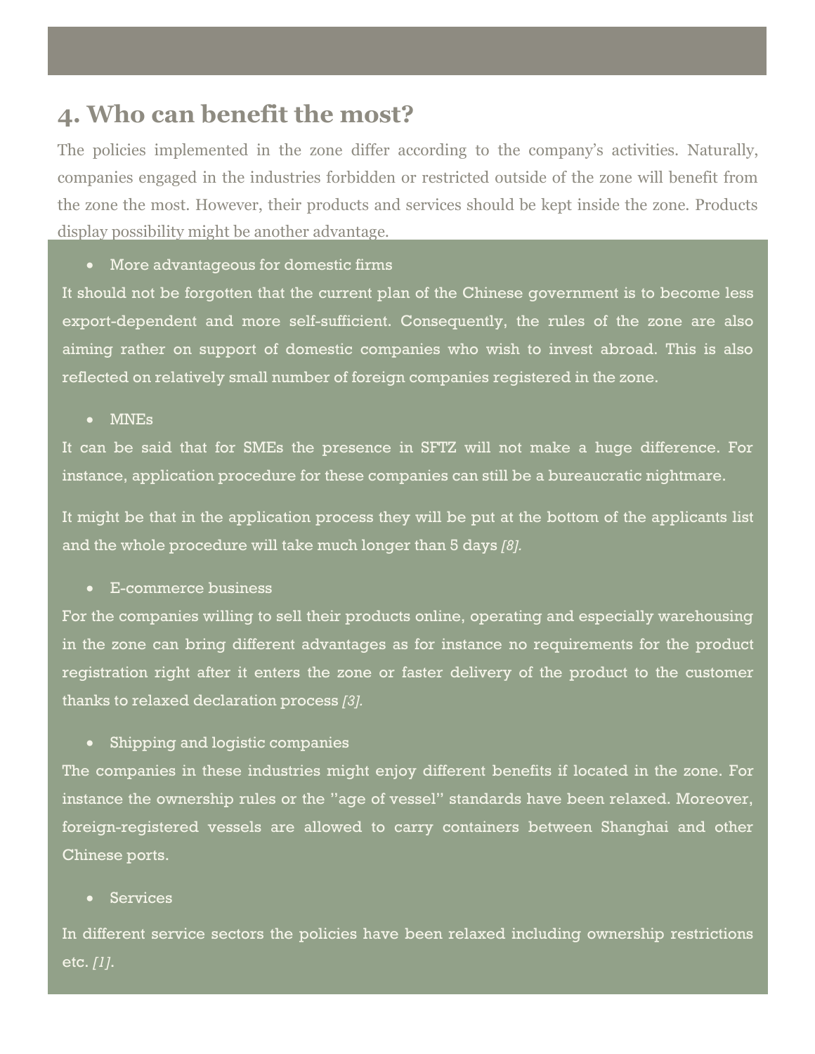## 4. Who can benefit the most?

The policies implemented in the zone differ according to the company's activities. Naturally, companies engaged in the industries forbidden or restricted outside of the zone will benefit from the zone the most. However, their products and services should be kept inside the zone. Products display possibility might be another advantage.

- More advantageous for domestic firms

It should not be forgotten that the current plan of the Chinese government is to become less export-dependent and more self-sufficient. Consequently, the rules of the zone are also aiming rather on support of domestic companies who wish to invest abroad. This is also reflected on relatively small number of foreign companies registered in the zone.

- MNEs

It can be said that for SMEs the presence in SFTZ will not make a huge difference. For instance, application procedure for these companies can still be a bureaucratic nightmare.

It might be that in the application process they will be put at the bottom of the applicants list and the whole procedure will take much longer than 5 days *[8].*

- E-commerce business

For the companies willing to sell their products online, operating and especially warehousing in the zone can bring different advantages as for instance no requirements for the product registration right after it enters the zone or faster delivery of the product to the customer thanks to relaxed declaration process *[3].*

- Shipping and logistic companies

The companies in these industries might enjoy different benefits if located in the zone. For instance the ownership rules or the "age of vessel" standards have been relaxed. Moreover, foreign-registered vessels are allowed to carry containers between Shanghai and other Chinese ports.

- Services

In different service sectors the policies have been relaxed including ownership restrictions etc. *[1].*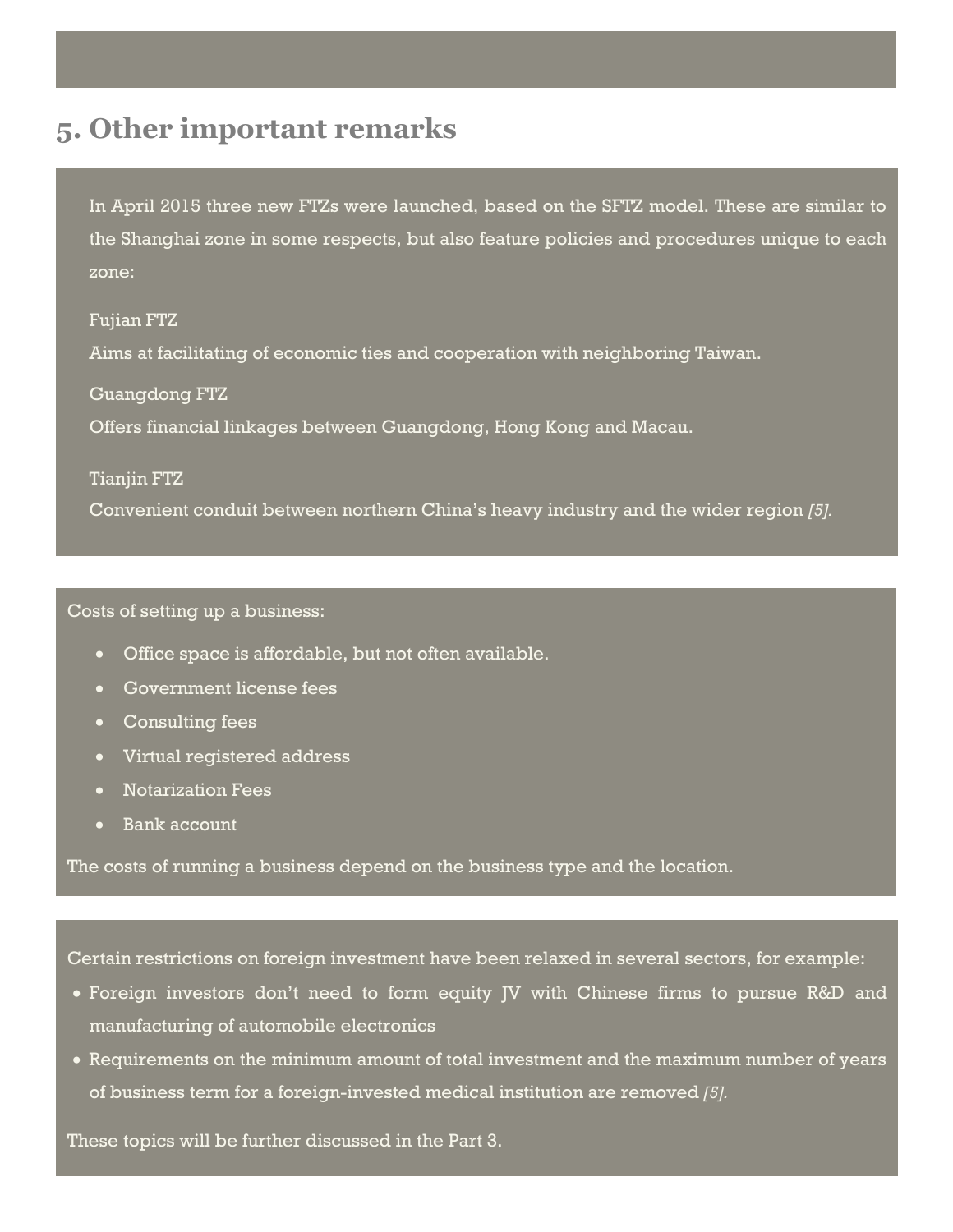## 5. Other important remarks

In April 2015 three new FTZs were launched, based on the SFTZ model. These are similar to the Shanghai zone in some respects, but also feature policies and procedures unique to each zone:

Fujian FTZ

Aims at facilitating of economic ties and cooperation with neighboring Taiwan.

Guangdong FTZ

Offers financial linkages between Guangdong, Hong Kong and Macau.

Tianjin FTZ

Convenient conduit between northern China's heavy industry and the wider region *[5].*

Costs of setting up a business:

- Office space is affordable, but not often available.
- Government license fees
- Consulting fees
- Virtual registered address
- Notarization Fees
- Bank account

The costs of running a business depend on the business type and the location.

Certain restrictions on foreign investment have been relaxed in several sectors, for example:

- Foreign investors don't need to form equity JV with Chinese firms to pursue R&D and manufacturing of automobile electronics
- Requirements on the minimum amount of total investment and the maximum number of years of business term for a foreign-invested medical institution are removed *[5].*

These topics will be further discussed in the Part 3.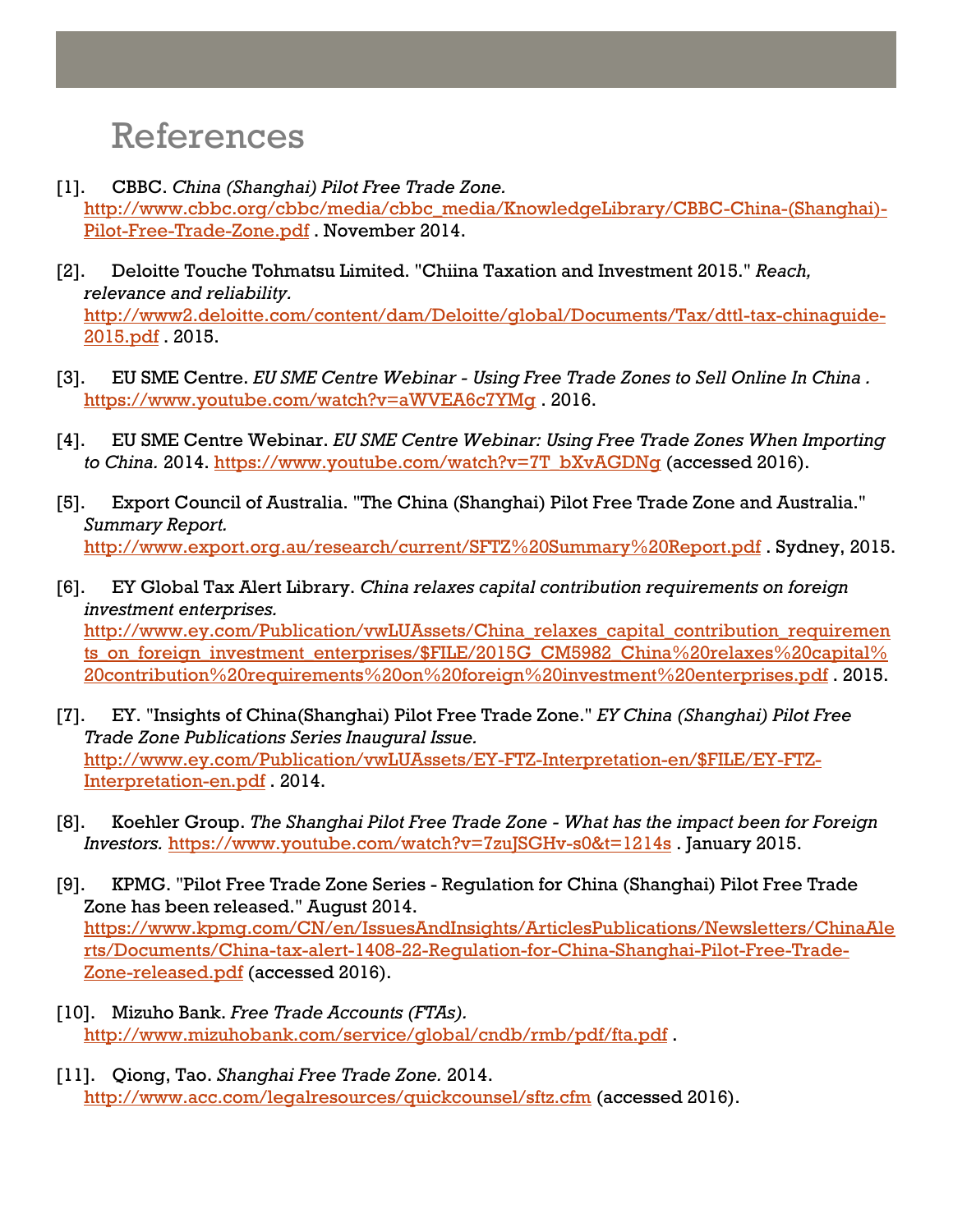# References

[1]. CBBC. *China (Shanghai) Pilot Free Trade Zone.* http://www.cbbc.org/cbbc/media/cbbc_media/KnowledgeLibrary/CBBC-China-(Shanghai)-Pilot-Free-Trade-Zone.pdf . November 2014.

[2]. Deloitte Touche Tohmatsu Limited. "Chiina Taxation and Investment 2015." *Reach, relevance and reliability.* http://www2.deloitte.com/content/dam/Deloitte/global/Documents/Tax/dttl-tax-chinaguide-2015.pdf . 2015.

[3]. EU SME Centre. *EU SME Centre Webinar - Using Free Trade Zones to Sell Online In China .* https://www.youtube.com/watch?v=aWVEA6c7YMg . 2016.

[4]. EU SME Centre Webinar. *EU SME Centre Webinar: Using Free Trade Zones When Importing to China.* 2014. https://www.youtube.com/watch?v=7T_bXvAGDNg (accessed 2016).

[5]. Export Council of Australia. "The China (Shanghai) Pilot Free Trade Zone and Australia." *Summary Report.* http://www.export.org.au/research/current/SFTZ%20Summary%20Report.pdf . Sydney, 2015.

[6]. EY Global Tax Alert Library. *China relaxes capital contribution requirements on foreign investment enterprises.* http://www.ey.com/Publication/vwLUAssets/China_relaxes_capital_contribution_requirements_on_foreign_investment_enterprises/$FILE/2015G_CM5982_China%20relaxes%20capital%20contribution%20requirements%20on%20foreign%20investment%20enterprises.pdf . 2015.

[7]. EY. "Insights of China(Shanghai) Pilot Free Trade Zone." *EY China (Shanghai) Pilot Free Trade Zone Publications Series Inaugural Issue.* http://www.ey.com/Publication/vwLUAssets/EY-FTZ-Interpretation-en/$FILE/EY-FTZ-Interpretation-en.pdf . 2014.

[8]. Koehler Group. *The Shanghai Pilot Free Trade Zone - What has the impact been for Foreign Investors.* https://www.youtube.com/watch?v=7zuJSGHv-s0&t=1214s . January 2015.

[9]. KPMG. "Pilot Free Trade Zone Series - Regulation for China (Shanghai) Pilot Free Trade Zone has been released." August 2014. https://www.kpmg.com/CN/en/IssuesAndInsights/ArticlesPublications/Newsletters/ChinaAlerts/Documents/China-tax-alert-1408-22-Regulation-for-China-Shanghai-Pilot-Free-Trade-Zone-released.pdf (accessed 2016).

[10]. Mizuho Bank. *Free Trade Accounts (FTAs).* http://www.mizuhobank.com/service/global/cndb/rmb/pdf/fta.pdf .

[11]. Qiong, Tao. *Shanghai Free Trade Zone.* 2014. http://www.acc.com/legalresources/quickcounsel/sftz.cfm (accessed 2016).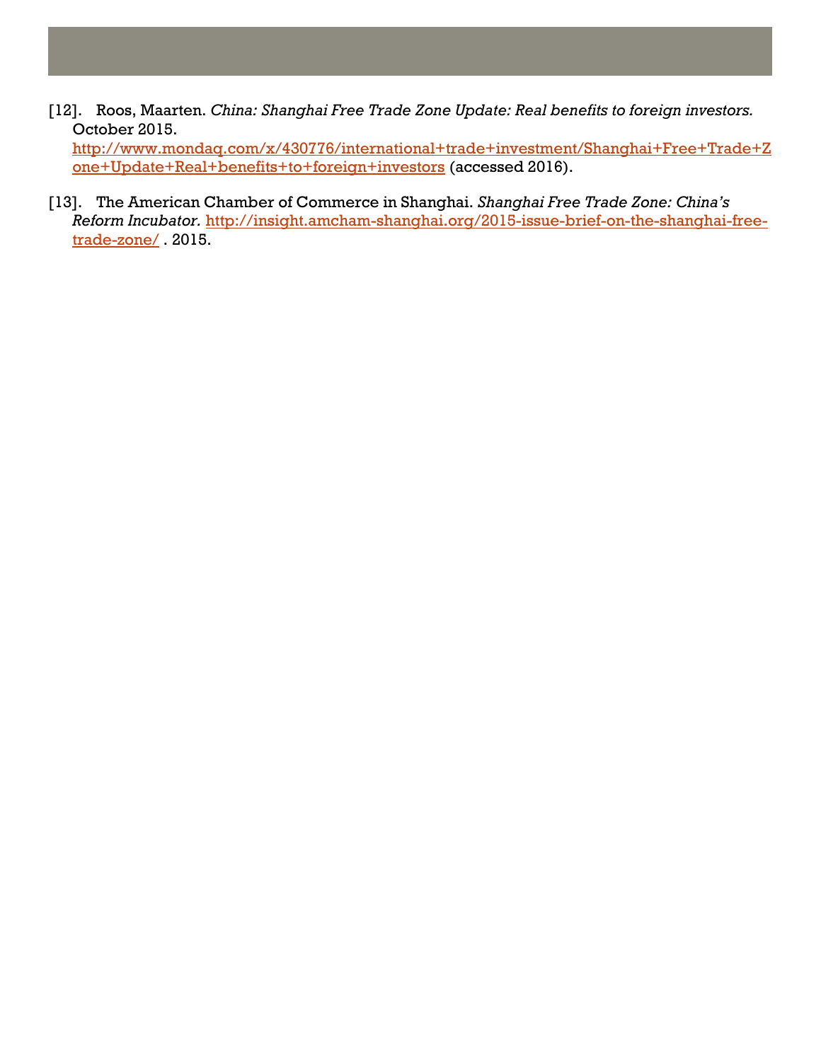[12]. Roos, Maarten. *China: Shanghai Free Trade Zone Update: Real benefits to foreign investors.* October 2015. http://www.mondaq.com/x/430776/international+trade+investment/Shanghai+Free+Trade+Zone+Update+Real+benefits+to+foreign+investors (accessed 2016).

[13]. The American Chamber of Commerce in Shanghai. *Shanghai Free Trade Zone: China's Reform Incubator.* http://insight.amcham-shanghai.org/2015-issue-brief-on-the-shanghai-free-trade-zone/ . 2015.